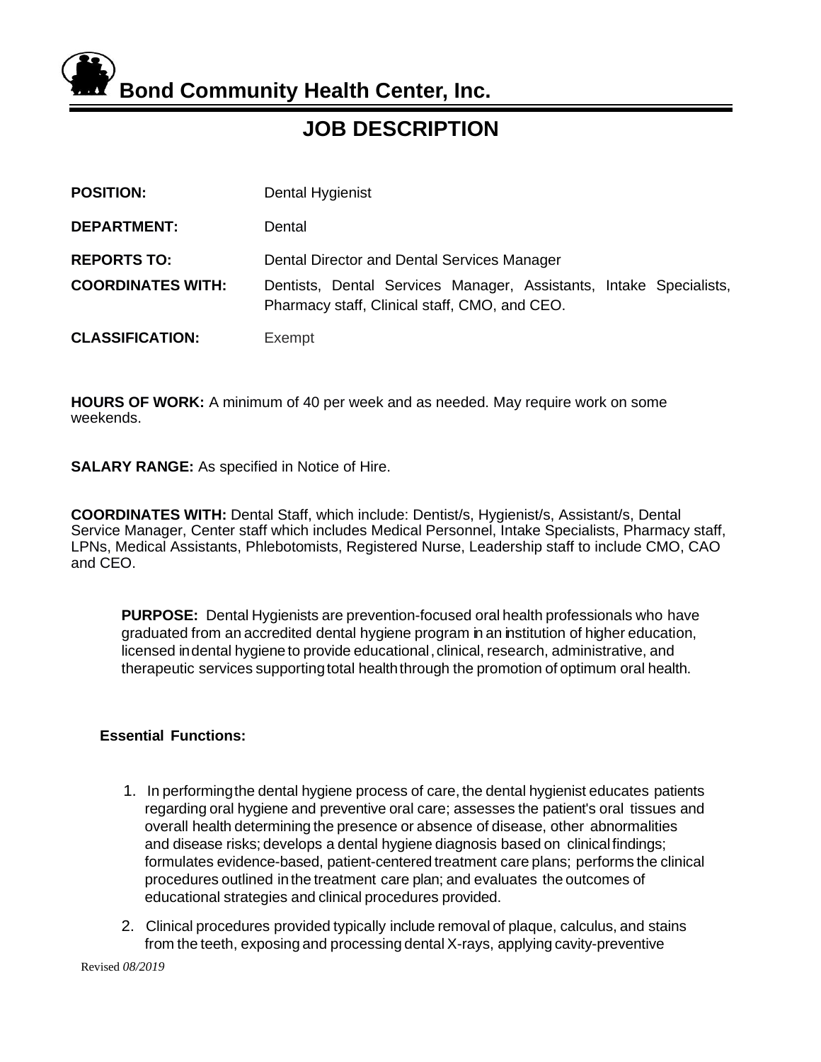# Bond Community Health Center, Inc.

## JOB DESCRIPTION

**POSITION:** Dental Hygienist

**DEPARTMENT:** Dental

**REPORTS TO:** Dental Director and Dental Services Manager

**COORDINATES WITH:** Dentists, Dental Services Manager, Assistants, Intake Specialists, Pharmacy staff, Clinical staff, CMO, and CEO.

**CLASSIFICATION:** Exempt

**HOURS OF WORK:** A minimum of 40 per week and as needed. May require work on some weekends.

**SALARY RANGE:** As specified in Notice of Hire.

**COORDINATES WITH:** Dental Staff, which include: Dentist/s, Hygienist/s, Assistant/s, Dental Service Manager, Center staff which includes Medical Personnel, Intake Specialists, Pharmacy staff, LPNs, Medical Assistants, Phlebotomists, Registered Nurse, Leadership staff to include CMO, CAO and CEO.

**PURPOSE:** Dental Hygienists are prevention-focused oral health professionals who have graduated from an accredited dental hygiene program in an institution of higher education, licensed in dental hygiene to provide educational, clinical, research, administrative, and therapeutic services supporting total health through the promotion of optimum oral health.

**Essential Functions:**

1. In performing the dental hygiene process of care, the dental hygienist educates patients regarding oral hygiene and preventive oral care; assesses the patient's oral tissues and overall health determining the presence or absence of disease, other abnormalities and disease risks; develops a dental hygiene diagnosis based on clinical findings; formulates evidence-based, patient-centered treatment care plans; performs the clinical procedures outlined in the treatment care plan; and evaluates the outcomes of educational strategies and clinical procedures provided.
2. Clinical procedures provided typically include removal of plaque, calculus, and stains from the teeth, exposing and processing dental X-rays, applying cavity-preventive

Revised *08/2019*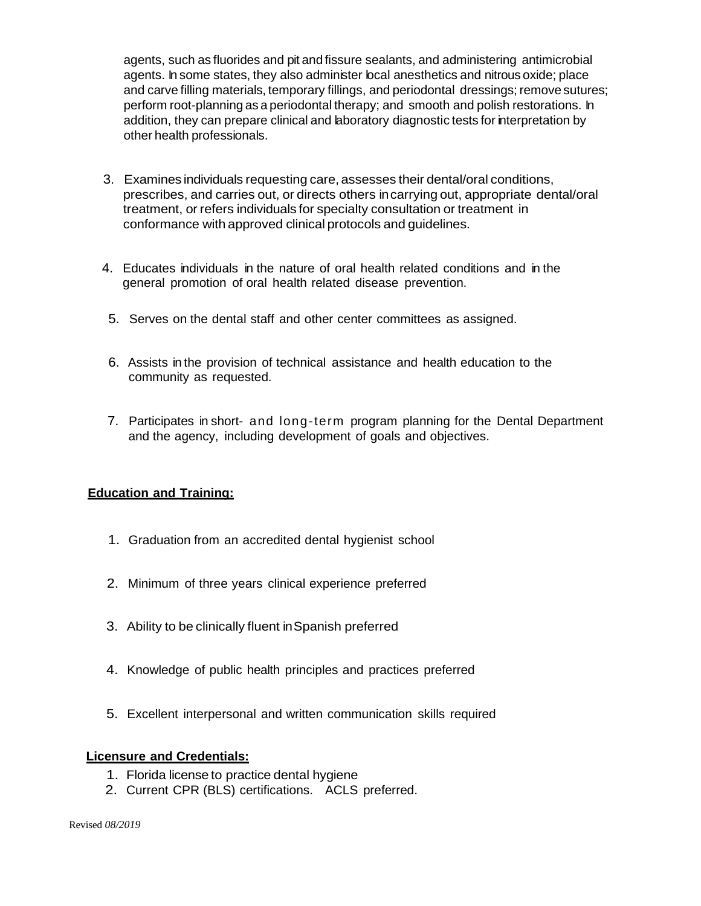agents, such as fluorides and pit and fissure sealants, and administering antimicrobial agents. In some states, they also administer local anesthetics and nitrous oxide; place and carve filling materials, temporary fillings, and periodontal dressings; remove sutures; perform root-planning as a periodontal therapy; and smooth and polish restorations. In addition, they can prepare clinical and laboratory diagnostic tests for interpretation by other health professionals.

3. Examines individuals requesting care, assesses their dental/oral conditions, prescribes, and carries out, or directs others in carrying out, appropriate dental/oral treatment, or refers individuals for specialty consultation or treatment in conformance with approved clinical protocols and guidelines.

4. Educates individuals in the nature of oral health related conditions and in the general promotion of oral health related disease prevention.

5. Serves on the dental staff and other center committees as assigned.

6. Assists in the provision of technical assistance and health education to the community as requested.

7. Participates in short- and long-term program planning for the Dental Department and the agency, including development of goals and objectives.

**Education and Training:**

1. Graduation from an accredited dental hygienist school

2. Minimum of three years clinical experience preferred

3. Ability to be clinically fluent in Spanish preferred

4. Knowledge of public health principles and practices preferred

5. Excellent interpersonal and written communication skills required

**Licensure and Credentials:**

1. Florida license to practice dental hygiene
2. Current CPR (BLS) certifications. ACLS preferred.

Revised *08/2019*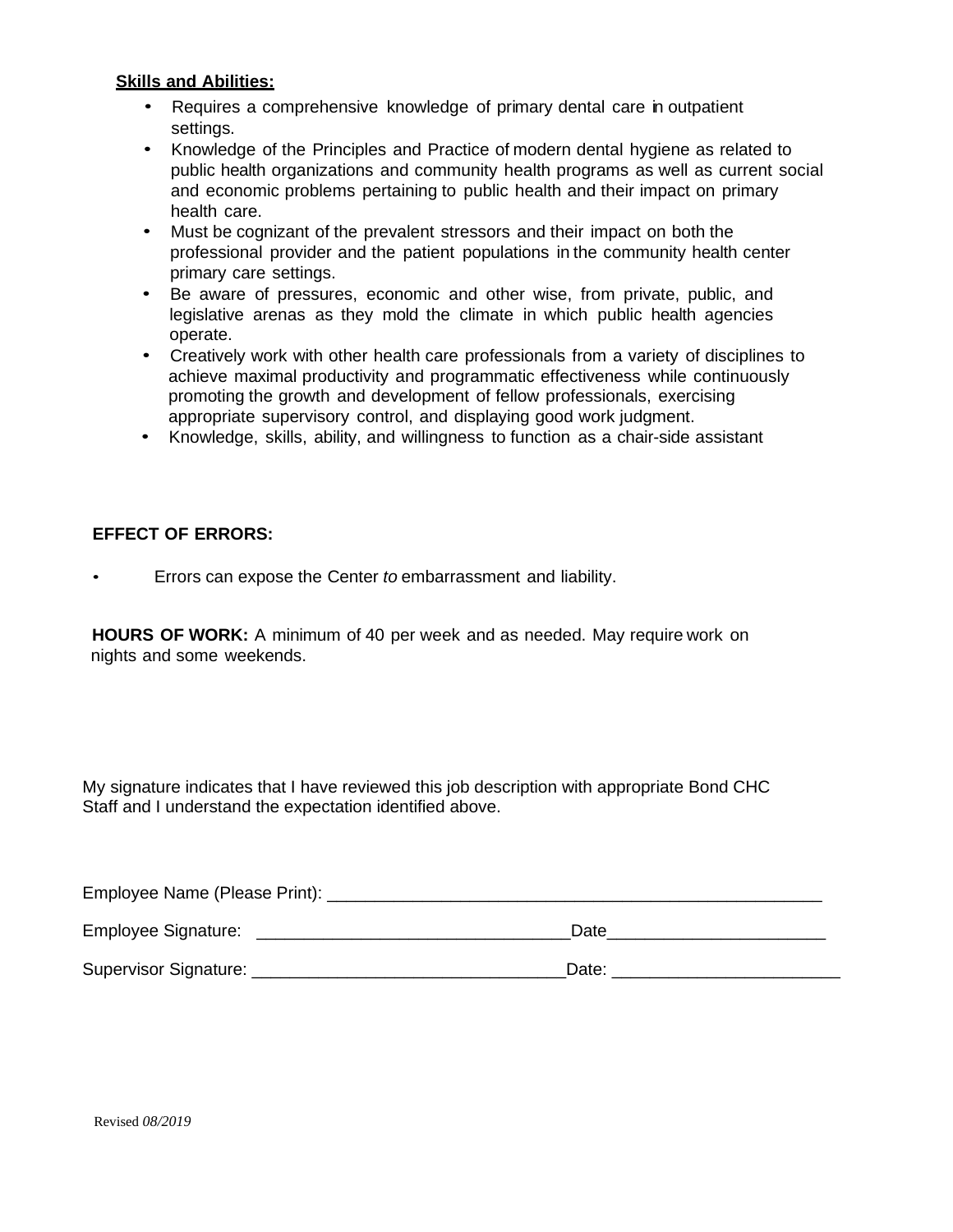**Skills and Abilities:**

- Requires a comprehensive knowledge of primary dental care in outpatient settings.
- Knowledge of the Principles and Practice of modern dental hygiene as related to public health organizations and community health programs as well as current social and economic problems pertaining to public health and their impact on primary health care.
- Must be cognizant of the prevalent stressors and their impact on both the professional provider and the patient populations in the community health center primary care settings.
- Be aware of pressures, economic and other wise, from private, public, and legislative arenas as they mold the climate in which public health agencies operate.
- Creatively work with other health care professionals from a variety of disciplines to achieve maximal productivity and programmatic effectiveness while continuously promoting the growth and development of fellow professionals, exercising appropriate supervisory control, and displaying good work judgment.
- Knowledge, skills, ability, and willingness to function as a chair-side assistant

**EFFECT OF ERRORS:**

- Errors can expose the Center *to* embarrassment and liability.

**HOURS OF WORK:** A minimum of 40 per week and as needed. May require work on nights and some weekends.

My signature indicates that I have reviewed this job description with appropriate Bond CHC Staff and I understand the expectation identified above.

Employee Name (Please Print): ____________________________________________________

Employee Signature: _________________________________Date_______________________

Supervisor Signature: _________________________________Date: ________________________

Revised *08/2019*